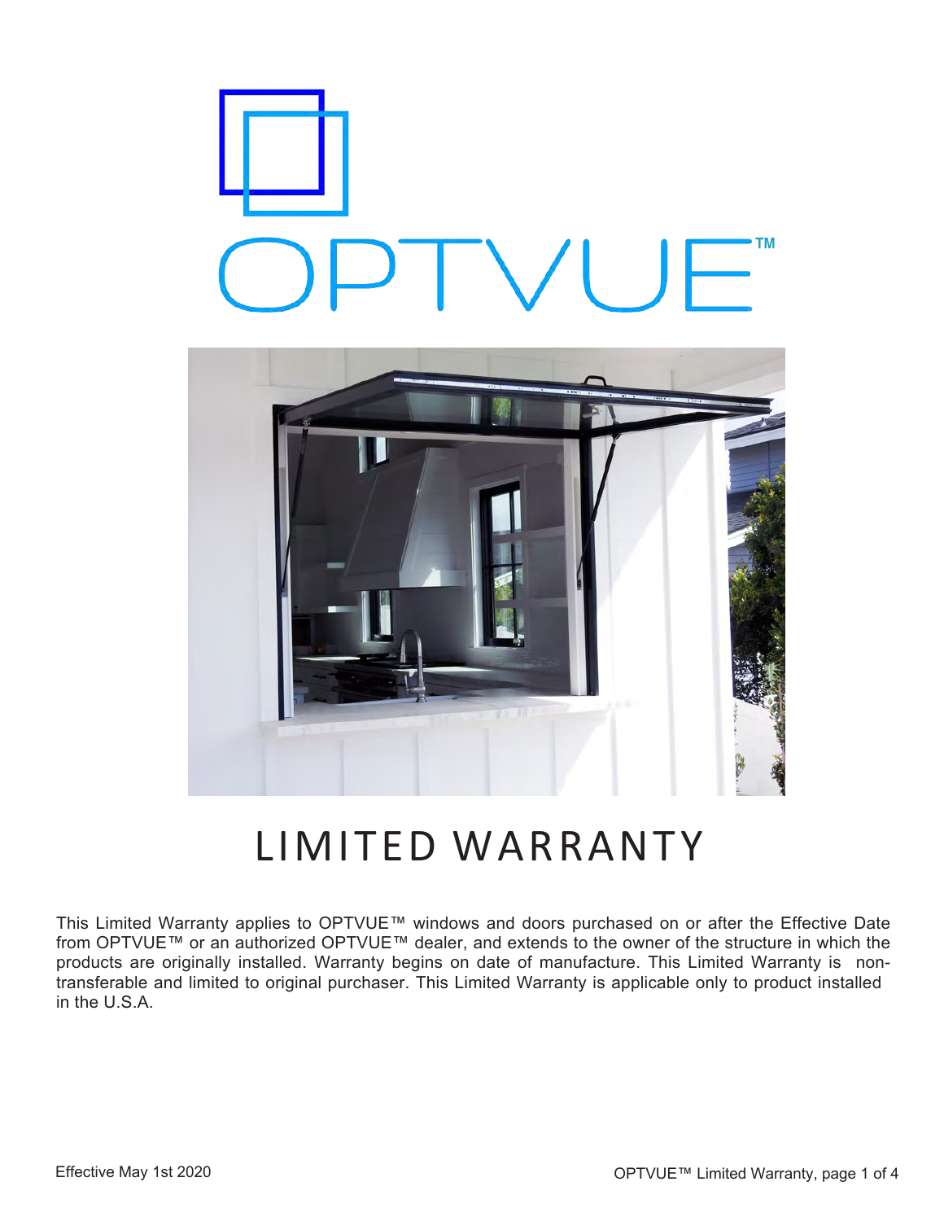# OPTVUE™

# LIMITED WARRANTY

This Limited Warranty applies to OPTVUE™ windows and doors purchased on or after the Effective Date from OPTVUE™ or an authorized OPTVUE™ dealer, and extends to the owner of the structure in which the products are originally installed. Warranty begins on date of manufacture. This Limited Warranty is non-transferable and limited to original purchaser. This Limited Warranty is applicable only to product installed in the U.S.A.

Effective May 1st 2020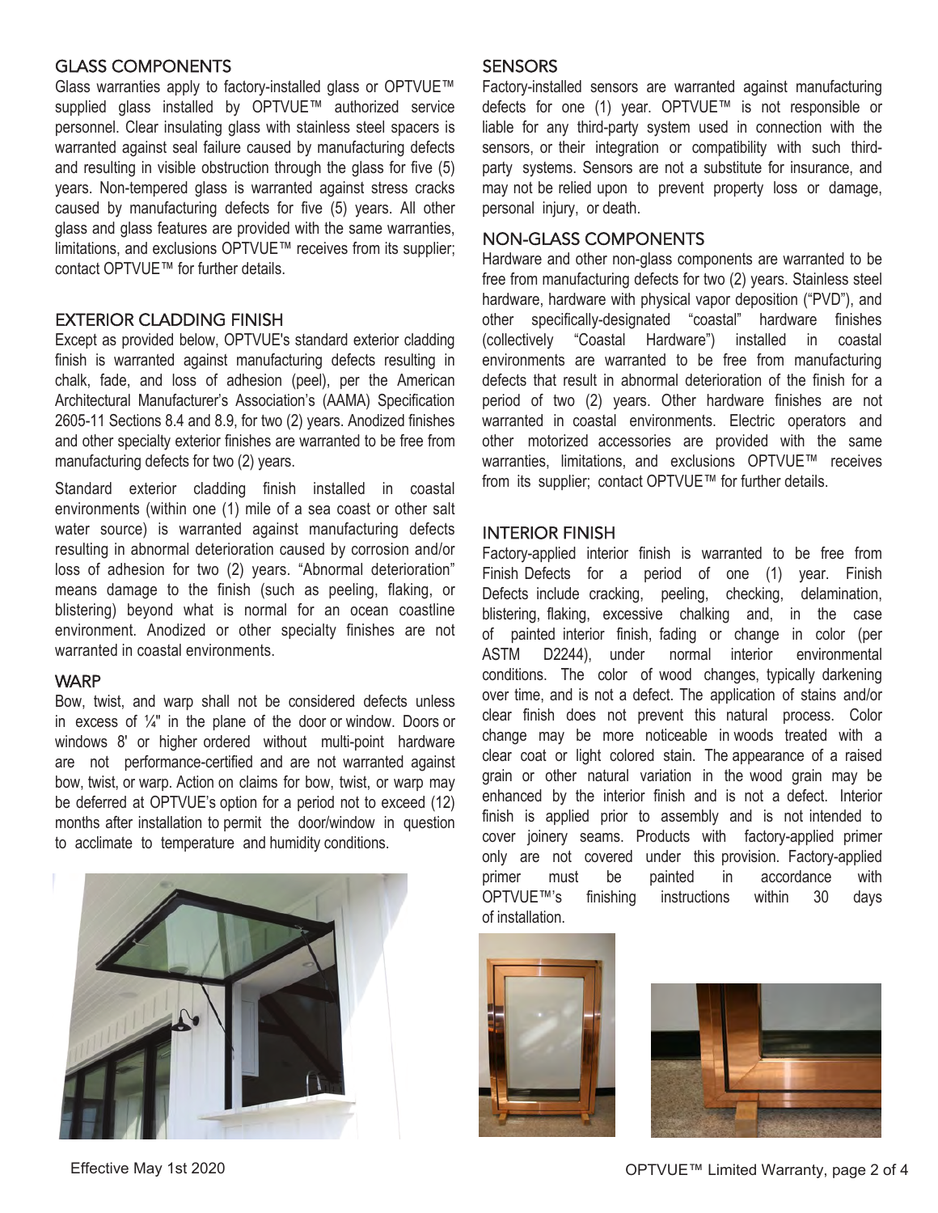## GLASS COMPONENTS

Glass warranties apply to factory-installed glass or OPTVUE™ supplied glass installed by OPTVUE™ authorized service personnel. Clear insulating glass with stainless steel spacers is warranted against seal failure caused by manufacturing defects and resulting in visible obstruction through the glass for five (5) years. Non-tempered glass is warranted against stress cracks caused by manufacturing defects for five (5) years. All other glass and glass features are provided with the same warranties, limitations, and exclusions OPTVUE™ receives from its supplier; contact OPTVUE™ for further details.

## EXTERIOR CLADDING FINISH

Except as provided below, OPTVUE's standard exterior cladding finish is warranted against manufacturing defects resulting in chalk, fade, and loss of adhesion (peel), per the American Architectural Manufacturer's Association's (AAMA) Specification 2605-11 Sections 8.4 and 8.9, for two (2) years. Anodized finishes and other specialty exterior finishes are warranted to be free from manufacturing defects for two (2) years.

Standard exterior cladding finish installed in coastal environments (within one (1) mile of a sea coast or other salt water source) is warranted against manufacturing defects resulting in abnormal deterioration caused by corrosion and/or loss of adhesion for two (2) years. "Abnormal deterioration" means damage to the finish (such as peeling, flaking, or blistering) beyond what is normal for an ocean coastline environment. Anodized or other specialty finishes are not warranted in coastal environments.

## WARP

Bow, twist, and warp shall not be considered defects unless in excess of ¼" in the plane of the door or window. Doors or windows 8' or higher ordered without multi-point hardware are not performance-certified and are not warranted against bow, twist, or warp. Action on claims for bow, twist, or warp may be deferred at OPTVUE's option for a period not to exceed (12) months after installation to permit the door/window in question to acclimate to temperature and humidity conditions.

## SENSORS

Factory-installed sensors are warranted against manufacturing defects for one (1) year. OPTVUE™ is not responsible or liable for any third-party system used in connection with the sensors, or their integration or compatibility with such third-party systems. Sensors are not a substitute for insurance, and may not be relied upon to prevent property loss or damage, personal injury, or death.

## NON-GLASS COMPONENTS

Hardware and other non-glass components are warranted to be free from manufacturing defects for two (2) years. Stainless steel hardware, hardware with physical vapor deposition ("PVD"), and other specifically-designated "coastal" hardware finishes (collectively "Coastal Hardware") installed in coastal environments are warranted to be free from manufacturing defects that result in abnormal deterioration of the finish for a period of two (2) years. Other hardware finishes are not warranted in coastal environments. Electric operators and other motorized accessories are provided with the same warranties, limitations, and exclusions OPTVUE™ receives from its supplier; contact OPTVUE™ for further details.

## INTERIOR FINISH

Factory-applied interior finish is warranted to be free from Finish Defects for a period of one (1) year. Finish Defects include cracking, peeling, checking, delamination, blistering, flaking, excessive chalking and, in the case of painted interior finish, fading or change in color (per ASTM D2244), under normal interior environmental conditions. The color of wood changes, typically darkening over time, and is not a defect. The application of stains and/or clear finish does not prevent this natural process. Color change may be more noticeable in woods treated with a clear coat or light colored stain. The appearance of a raised grain or other natural variation in the wood grain may be enhanced by the interior finish and is not a defect. Interior finish is applied prior to assembly and is not intended to cover joinery seams. Products with factory-applied primer only are not covered under this provision. Factory-applied primer must be painted in accordance with OPTVUE™'s finishing instructions within 30 days of installation.

Effective May 1st 2020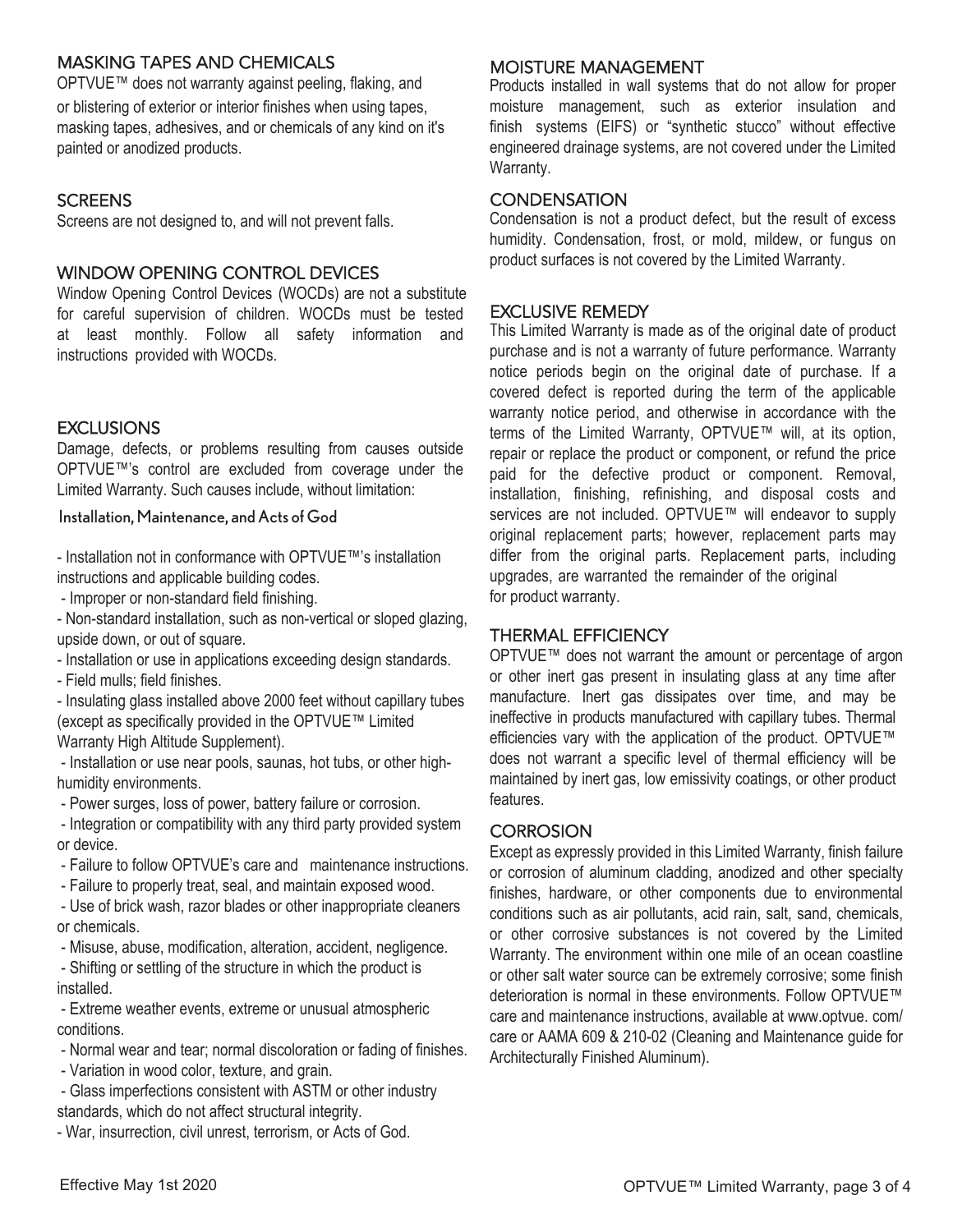## MASKING TAPES AND CHEMICALS

OPTVUE™ does not warranty against peeling, flaking, and or blistering of exterior or interior finishes when using tapes, masking tapes, adhesives, and or chemicals of any kind on it's painted or anodized products.

## SCREENS

Screens are not designed to, and will not prevent falls.

## WINDOW OPENING CONTROL DEVICES

Window Opening Control Devices (WOCDs) are not a substitute for careful supervision of children. WOCDs must be tested at least monthly. Follow all safety information and instructions provided with WOCDs.

## EXCLUSIONS

Damage, defects, or problems resulting from causes outside OPTVUE™'s control are excluded from coverage under the Limited Warranty. Such causes include, without limitation:

### Installation, Maintenance, and Acts of God

- Installation not in conformance with OPTVUE™'s installation instructions and applicable building codes.
- Improper or non-standard field finishing.
- Non-standard installation, such as non-vertical or sloped glazing, upside down, or out of square.
- Installation or use in applications exceeding design standards.
- Field mulls; field finishes.
- Insulating glass installed above 2000 feet without capillary tubes (except as specifically provided in the OPTVUE™ Limited Warranty High Altitude Supplement).
- Installation or use near pools, saunas, hot tubs, or other high-humidity environments.
- Power surges, loss of power, battery failure or corrosion.
- Integration or compatibility with any third party provided system or device.
- Failure to follow OPTVUE's care and maintenance instructions.
- Failure to properly treat, seal, and maintain exposed wood.
- Use of brick wash, razor blades or other inappropriate cleaners or chemicals.
- Misuse, abuse, modification, alteration, accident, negligence.
- Shifting or settling of the structure in which the product is installed.
- Extreme weather events, extreme or unusual atmospheric conditions.
- Normal wear and tear; normal discoloration or fading of finishes.
- Variation in wood color, texture, and grain.
- Glass imperfections consistent with ASTM or other industry standards, which do not affect structural integrity.
- War, insurrection, civil unrest, terrorism, or Acts of God.

## MOISTURE MANAGEMENT

Products installed in wall systems that do not allow for proper moisture management, such as exterior insulation and finish systems (EIFS) or "synthetic stucco" without effective engineered drainage systems, are not covered under the Limited Warranty.

## CONDENSATION

Condensation is not a product defect, but the result of excess humidity. Condensation, frost, or mold, mildew, or fungus on product surfaces is not covered by the Limited Warranty.

## EXCLUSIVE REMEDY

This Limited Warranty is made as of the original date of product purchase and is not a warranty of future performance. Warranty notice periods begin on the original date of purchase. If a covered defect is reported during the term of the applicable warranty notice period, and otherwise in accordance with the terms of the Limited Warranty, OPTVUE™ will, at its option, repair or replace the product or component, or refund the price paid for the defective product or component. Removal, installation, finishing, refinishing, and disposal costs and services are not included. OPTVUE™ will endeavor to supply original replacement parts; however, replacement parts may differ from the original parts. Replacement parts, including upgrades, are warranted the remainder of the original for product warranty.

## THERMAL EFFICIENCY

OPTVUE™ does not warrant the amount or percentage of argon or other inert gas present in insulating glass at any time after manufacture. Inert gas dissipates over time, and may be ineffective in products manufactured with capillary tubes. Thermal efficiencies vary with the application of the product. OPTVUE™ does not warrant a specific level of thermal efficiency will be maintained by inert gas, low emissivity coatings, or other product features.

## CORROSION

Except as expressly provided in this Limited Warranty, finish failure or corrosion of aluminum cladding, anodized and other specialty finishes, hardware, or other components due to environmental conditions such as air pollutants, acid rain, salt, sand, chemicals, or other corrosive substances is not covered by the Limited Warranty. The environment within one mile of an ocean coastline or other salt water source can be extremely corrosive; some finish deterioration is normal in these environments. Follow OPTVUE™ care and maintenance instructions, available at www.optvue. com/ care or AAMA 609 & 210-02 (Cleaning and Maintenance guide for Architecturally Finished Aluminum).

Effective May 1st 2020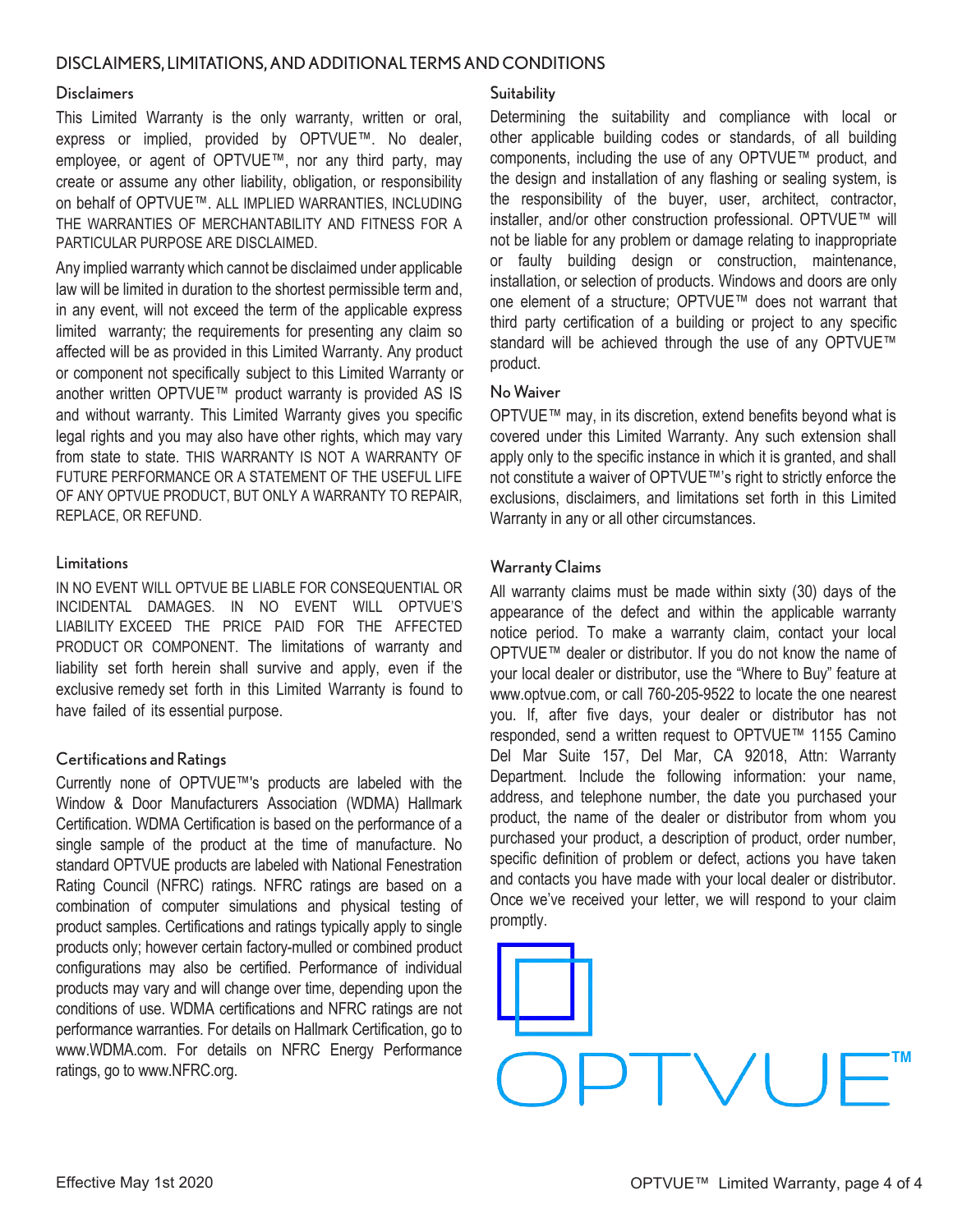## DISCLAIMERS, LIMITATIONS, AND ADDITIONAL TERMS AND CONDITIONS

### Disclaimers

This Limited Warranty is the only warranty, written or oral, express or implied, provided by OPTVUE™. No dealer, employee, or agent of OPTVUE™, nor any third party, may create or assume any other liability, obligation, or responsibility on behalf of OPTVUE™. ALL IMPLIED WARRANTIES, INCLUDING THE WARRANTIES OF MERCHANTABILITY AND FITNESS FOR A PARTICULAR PURPOSE ARE DISCLAIMED.

Any implied warranty which cannot be disclaimed under applicable law will be limited in duration to the shortest permissible term and, in any event, will not exceed the term of the applicable express limited warranty; the requirements for presenting any claim so affected will be as provided in this Limited Warranty. Any product or component not specifically subject to this Limited Warranty or another written OPTVUE™ product warranty is provided AS IS and without warranty. This Limited Warranty gives you specific legal rights and you may also have other rights, which may vary from state to state. THIS WARRANTY IS NOT A WARRANTY OF FUTURE PERFORMANCE OR A STATEMENT OF THE USEFUL LIFE OF ANY OPTVUE PRODUCT, BUT ONLY A WARRANTY TO REPAIR, REPLACE, OR REFUND.

### Limitations

IN NO EVENT WILL OPTVUE BE LIABLE FOR CONSEQUENTIAL OR INCIDENTAL DAMAGES. IN NO EVENT WILL OPTVUE'S LIABILITY EXCEED THE PRICE PAID FOR THE AFFECTED PRODUCT OR COMPONENT. The limitations of warranty and liability set forth herein shall survive and apply, even if the exclusive remedy set forth in this Limited Warranty is found to have failed of its essential purpose.

### Certifications and Ratings

Currently none of OPTVUE™'s products are labeled with the Window & Door Manufacturers Association (WDMA) Hallmark Certification. WDMA Certification is based on the performance of a single sample of the product at the time of manufacture. No standard OPTVUE products are labeled with National Fenestration Rating Council (NFRC) ratings. NFRC ratings are based on a combination of computer simulations and physical testing of product samples. Certifications and ratings typically apply to single products only; however certain factory-mulled or combined product configurations may also be certified. Performance of individual products may vary and will change over time, depending upon the conditions of use. WDMA certifications and NFRC ratings are not performance warranties. For details on Hallmark Certification, go to www.WDMA.com. For details on NFRC Energy Performance ratings, go to www.NFRC.org.

### Suitability

Determining the suitability and compliance with local or other applicable building codes or standards, of all building components, including the use of any OPTVUE™ product, and the design and installation of any flashing or sealing system, is the responsibility of the buyer, user, architect, contractor, installer, and/or other construction professional. OPTVUE™ will not be liable for any problem or damage relating to inappropriate or faulty building design or construction, maintenance, installation, or selection of products. Windows and doors are only one element of a structure; OPTVUE™ does not warrant that third party certification of a building or project to any specific standard will be achieved through the use of any OPTVUE™ product.

### No Waiver

OPTVUE™ may, in its discretion, extend benefits beyond what is covered under this Limited Warranty. Any such extension shall apply only to the specific instance in which it is granted, and shall not constitute a waiver of OPTVUE™'s right to strictly enforce the exclusions, disclaimers, and limitations set forth in this Limited Warranty in any or all other circumstances.

### Warranty Claims

All warranty claims must be made within sixty (30) days of the appearance of the defect and within the applicable warranty notice period. To make a warranty claim, contact your local OPTVUE™ dealer or distributor. If you do not know the name of your local dealer or distributor, use the "Where to Buy" feature at www.optvue.com, or call 760-205-9522 to locate the one nearest you. If, after five days, your dealer or distributor has not responded, send a written request to OPTVUE™ 1155 Camino Del Mar Suite 157, Del Mar, CA 92018, Attn: Warranty Department. Include the following information: your name, address, and telephone number, the date you purchased your product, the name of the dealer or distributor from whom you purchased your product, a description of product, order number, specific definition of problem or defect, actions you have taken and contacts you have made with your local dealer or distributor. Once we've received your letter, we will respond to your claim promptly.

OPTVUE™

Effective May 1st 2020